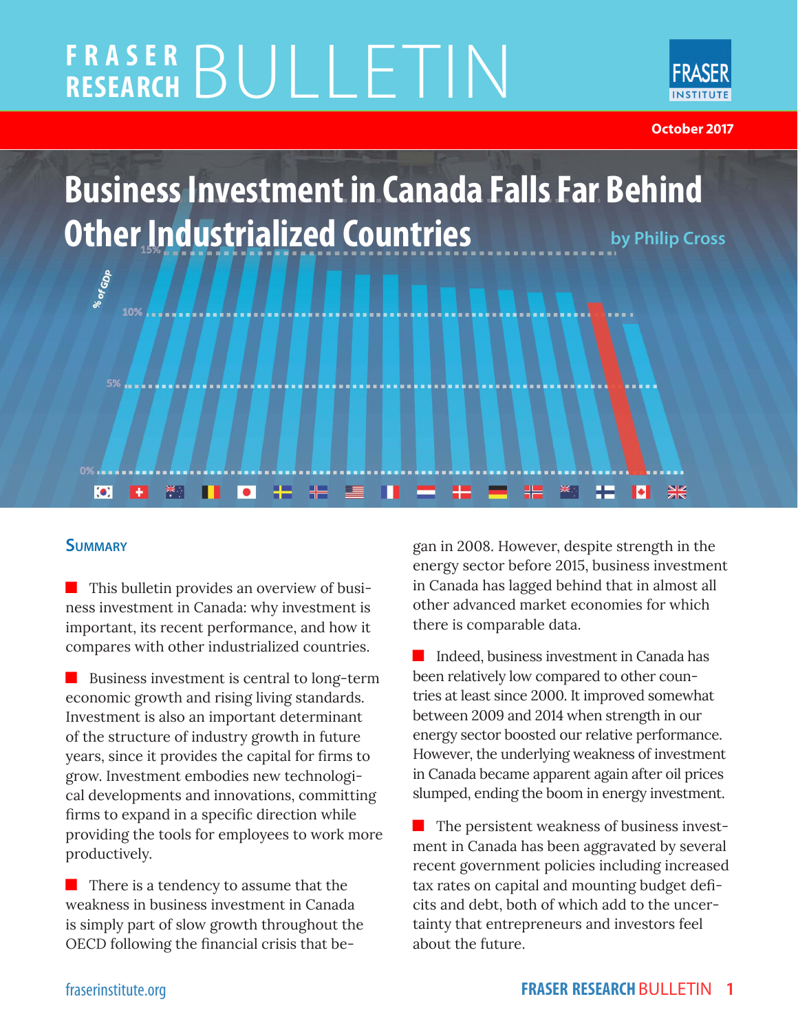# FRASER RESEARCH BULLETIN

October 2017

# Business Investment in Canada Falls Far Behind Other Industrialized Countries

by Philip Cross

## Summary

- This bulletin provides an overview of business investment in Canada: why investment is important, its recent performance, and how it compares with other industrialized countries.

- Business investment is central to long-term economic growth and rising living standards. Investment is also an important determinant of the structure of industry growth in future years, since it provides the capital for firms to grow. Investment embodies new technological developments and innovations, committing firms to expand in a specific direction while providing the tools for employees to work more productively.

- There is a tendency to assume that the weakness in business investment in Canada is simply part of slow growth throughout the OECD following the financial crisis that began in 2008. However, despite strength in the energy sector before 2015, business investment in Canada has lagged behind that in almost all other advanced market economies for which there is comparable data.

- Indeed, business investment in Canada has been relatively low compared to other countries at least since 2000. It improved somewhat between 2009 and 2014 when strength in our energy sector boosted our relative performance. However, the underlying weakness of investment in Canada became apparent again after oil prices slumped, ending the boom in energy investment.

- The persistent weakness of business investment in Canada has been aggravated by several recent government policies including increased tax rates on capital and mounting budget deficits and debt, both of which add to the uncertainty that entrepreneurs and investors feel about the future.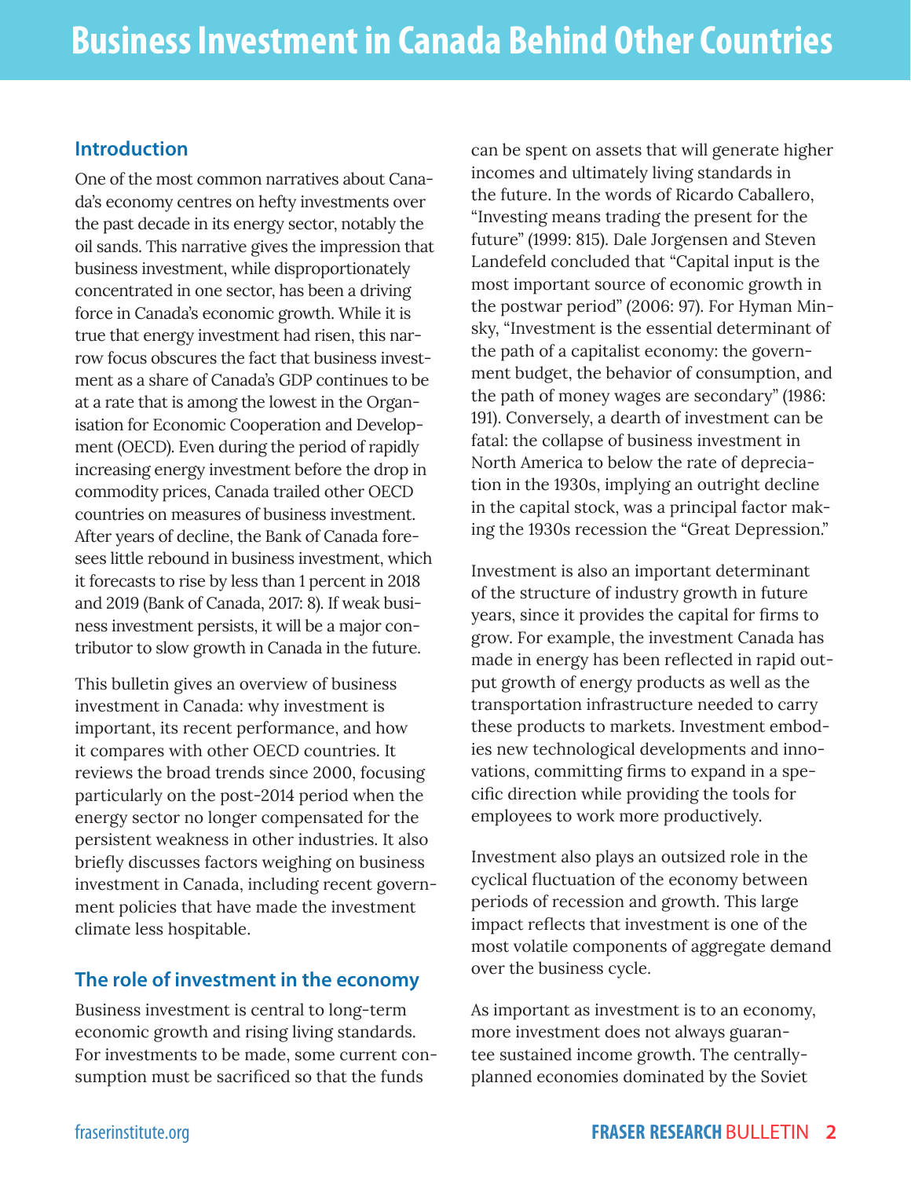# Business Investment in Canada Behind Other Countries

## Introduction

One of the most common narratives about Canada's economy centres on hefty investments over the past decade in its energy sector, notably the oil sands. This narrative gives the impression that business investment, while disproportionately concentrated in one sector, has been a driving force in Canada's economic growth. While it is true that energy investment had risen, this narrow focus obscures the fact that business investment as a share of Canada's GDP continues to be at a rate that is among the lowest in the Organisation for Economic Cooperation and Development (OECD). Even during the period of rapidly increasing energy investment before the drop in commodity prices, Canada trailed other OECD countries on measures of business investment. After years of decline, the Bank of Canada foresees little rebound in business investment, which it forecasts to rise by less than 1 percent in 2018 and 2019 (Bank of Canada, 2017: 8). If weak business investment persists, it will be a major contributor to slow growth in Canada in the future.

This bulletin gives an overview of business investment in Canada: why investment is important, its recent performance, and how it compares with other OECD countries. It reviews the broad trends since 2000, focusing particularly on the post-2014 period when the energy sector no longer compensated for the persistent weakness in other industries. It also briefly discusses factors weighing on business investment in Canada, including recent government policies that have made the investment climate less hospitable.

## The role of investment in the economy

Business investment is central to long-term economic growth and rising living standards. For investments to be made, some current consumption must be sacrificed so that the funds can be spent on assets that will generate higher incomes and ultimately living standards in the future. In the words of Ricardo Caballero, "Investing means trading the present for the future" (1999: 815). Dale Jorgensen and Steven Landefeld concluded that "Capital input is the most important source of economic growth in the postwar period" (2006: 97). For Hyman Minsky, "Investment is the essential determinant of the path of a capitalist economy: the government budget, the behavior of consumption, and the path of money wages are secondary" (1986: 191). Conversely, a dearth of investment can be fatal: the collapse of business investment in North America to below the rate of depreciation in the 1930s, implying an outright decline in the capital stock, was a principal factor making the 1930s recession the "Great Depression."

Investment is also an important determinant of the structure of industry growth in future years, since it provides the capital for firms to grow. For example, the investment Canada has made in energy has been reflected in rapid output growth of energy products as well as the transportation infrastructure needed to carry these products to markets. Investment embodies new technological developments and innovations, committing firms to expand in a specific direction while providing the tools for employees to work more productively.

Investment also plays an outsized role in the cyclical fluctuation of the economy between periods of recession and growth. This large impact reflects that investment is one of the most volatile components of aggregate demand over the business cycle.

As important as investment is to an economy, more investment does not always guarantee sustained income growth. The centrally-planned economies dominated by the Soviet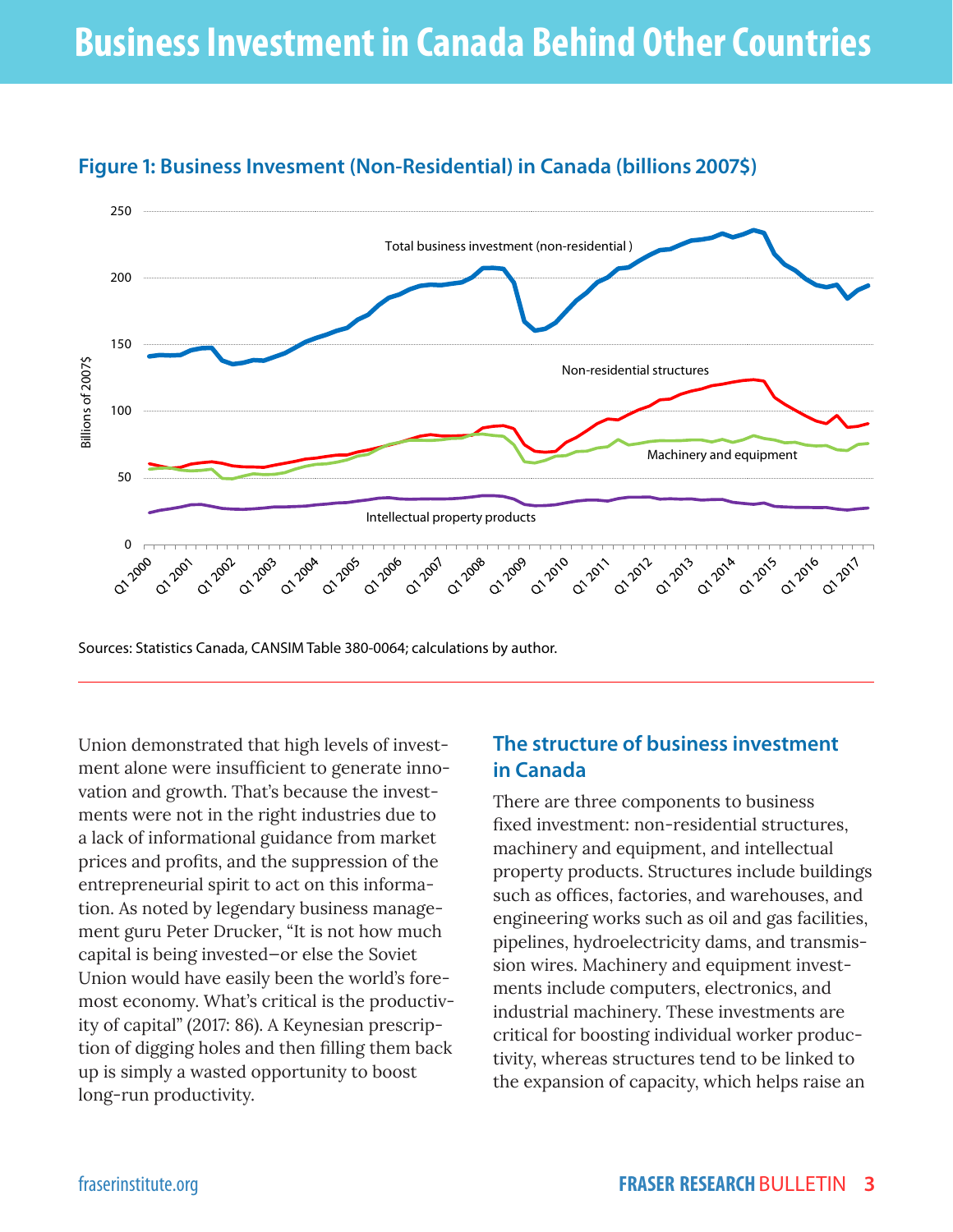# Business Investment in Canada Behind Other Countries

**Figure 1: Business Invesment (Non-Residential) in Canada (billions 2007$)**

Sources: Statistics Canada, CANSIM Table 380-0064; calculations by author.

Union demonstrated that high levels of investment alone were insufficient to generate innovation and growth. That's because the investments were not in the right industries due to a lack of informational guidance from market prices and profits, and the suppression of the entrepreneurial spirit to act on this information. As noted by legendary business management guru Peter Drucker, "It is not how much capital is being invested—or else the Soviet Union would have easily been the world's foremost economy. What's critical is the productivity of capital" (2017: 86). A Keynesian prescription of digging holes and then filling them back up is simply a wasted opportunity to boost long-run productivity.

## The structure of business investment in Canada

There are three components to business fixed investment: non-residential structures, machinery and equipment, and intellectual property products. Structures include buildings such as offices, factories, and warehouses, and engineering works such as oil and gas facilities, pipelines, hydroelectricity dams, and transmission wires. Machinery and equipment investments include computers, electronics, and industrial machinery. These investments are critical for boosting individual worker productivity, whereas structures tend to be linked to the expansion of capacity, which helps raise an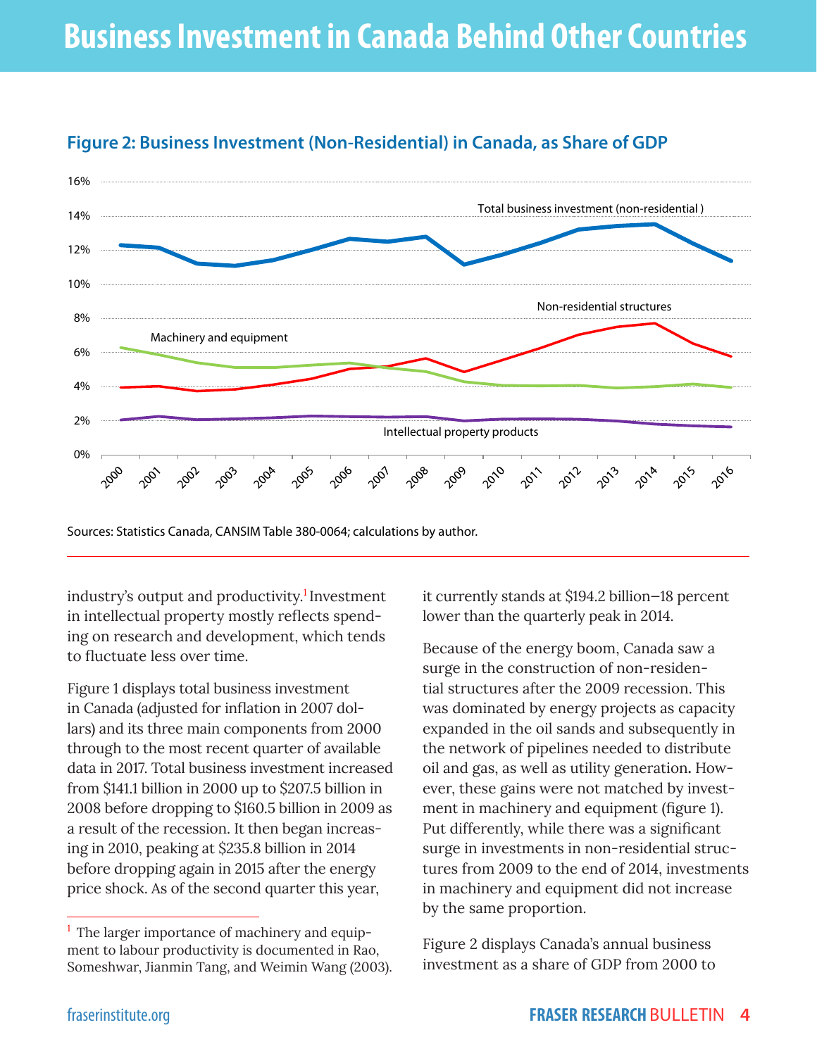# Business Investment in Canada Behind Other Countries

**Figure 2: Business Investment (Non-Residential) in Canada, as Share of GDP**

Sources: Statistics Canada, CANSIM Table 380-0064; calculations by author.

industry's output and productivity.[1] Investment in intellectual property mostly reflects spending on research and development, which tends to fluctuate less over time.

Figure 1 displays total business investment in Canada (adjusted for inflation in 2007 dollars) and its three main components from 2000 through to the most recent quarter of available data in 2017. Total business investment increased from $141.1 billion in 2000 up to $207.5 billion in 2008 before dropping to $160.5 billion in 2009 as a result of the recession. It then began increasing in 2010, peaking at $235.8 billion in 2014 before dropping again in 2015 after the energy price shock. As of the second quarter this year, it currently stands at $194.2 billion—18 percent lower than the quarterly peak in 2014.

Because of the energy boom, Canada saw a surge in the construction of non-residential structures after the 2009 recession. This was dominated by energy projects as capacity expanded in the oil sands and subsequently in the network of pipelines needed to distribute oil and gas, as well as utility generation. However, these gains were not matched by investment in machinery and equipment (figure 1). Put differently, while there was a significant surge in investments in non-residential structures from 2009 to the end of 2014, investments in machinery and equipment did not increase by the same proportion.

Figure 2 displays Canada's annual business investment as a share of GDP from 2000 to

[1] The larger importance of machinery and equipment to labour productivity is documented in Rao, Someshwar, Jianmin Tang, and Weimin Wang (2003).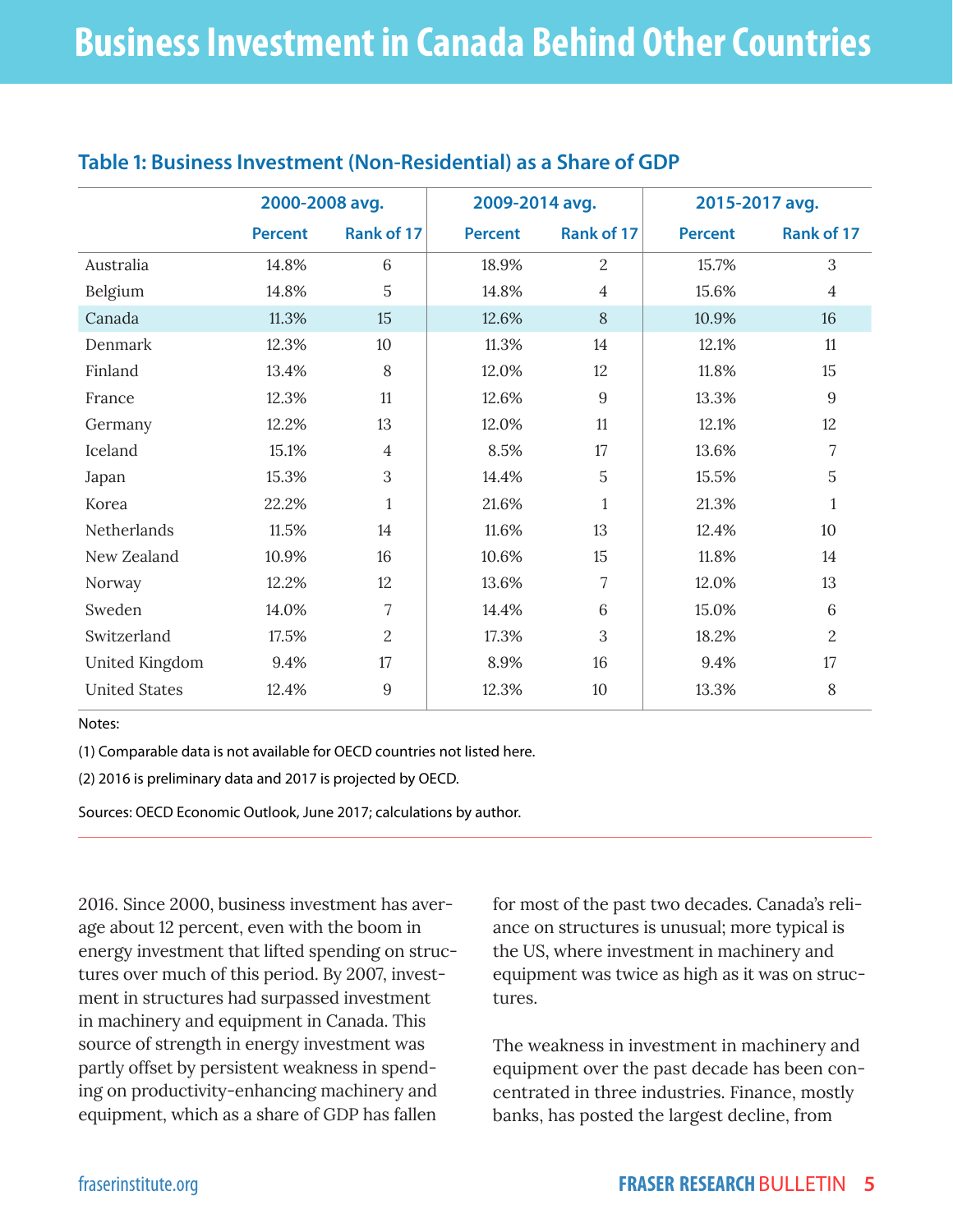# Business Investment in Canada Behind Other Countries

### Table 1: Business Investment (Non-Residential) as a Share of GDP

| | 2000-2008 avg. | | 2009-2014 avg. | | 2015-2017 avg. | |
|---|---|---|---|---|---|---|
| | Percent | Rank of 17 | Percent | Rank of 17 | Percent | Rank of 17 |
| Australia | 14.8% | 6 | 18.9% | 2 | 15.7% | 3 |
| Belgium | 14.8% | 5 | 14.8% | 4 | 15.6% | 4 |
| Canada | 11.3% | 15 | 12.6% | 8 | 10.9% | 16 |
| Denmark | 12.3% | 10 | 11.3% | 14 | 12.1% | 11 |
| Finland | 13.4% | 8 | 12.0% | 12 | 11.8% | 15 |
| France | 12.3% | 11 | 12.6% | 9 | 13.3% | 9 |
| Germany | 12.2% | 13 | 12.0% | 11 | 12.1% | 12 |
| Iceland | 15.1% | 4 | 8.5% | 17 | 13.6% | 7 |
| Japan | 15.3% | 3 | 14.4% | 5 | 15.5% | 5 |
| Korea | 22.2% | 1 | 21.6% | 1 | 21.3% | 1 |
| Netherlands | 11.5% | 14 | 11.6% | 13 | 12.4% | 10 |
| New Zealand | 10.9% | 16 | 10.6% | 15 | 11.8% | 14 |
| Norway | 12.2% | 12 | 13.6% | 7 | 12.0% | 13 |
| Sweden | 14.0% | 7 | 14.4% | 6 | 15.0% | 6 |
| Switzerland | 17.5% | 2 | 17.3% | 3 | 18.2% | 2 |
| United Kingdom | 9.4% | 17 | 8.9% | 16 | 9.4% | 17 |
| United States | 12.4% | 9 | 12.3% | 10 | 13.3% | 8 |

Notes:

(1) Comparable data is not available for OECD countries not listed here.

(2) 2016 is preliminary data and 2017 is projected by OECD.

Sources: OECD Economic Outlook, June 2017; calculations by author.

2016. Since 2000, business investment has average about 12 percent, even with the boom in energy investment that lifted spending on structures over much of this period. By 2007, investment in structures had surpassed investment in machinery and equipment in Canada. This source of strength in energy investment was partly offset by persistent weakness in spending on productivity-enhancing machinery and equipment, which as a share of GDP has fallen for most of the past two decades. Canada's reliance on structures is unusual; more typical is the US, where investment in machinery and equipment was twice as high as it was on structures.

The weakness in investment in machinery and equipment over the past decade has been concentrated in three industries. Finance, mostly banks, has posted the largest decline, from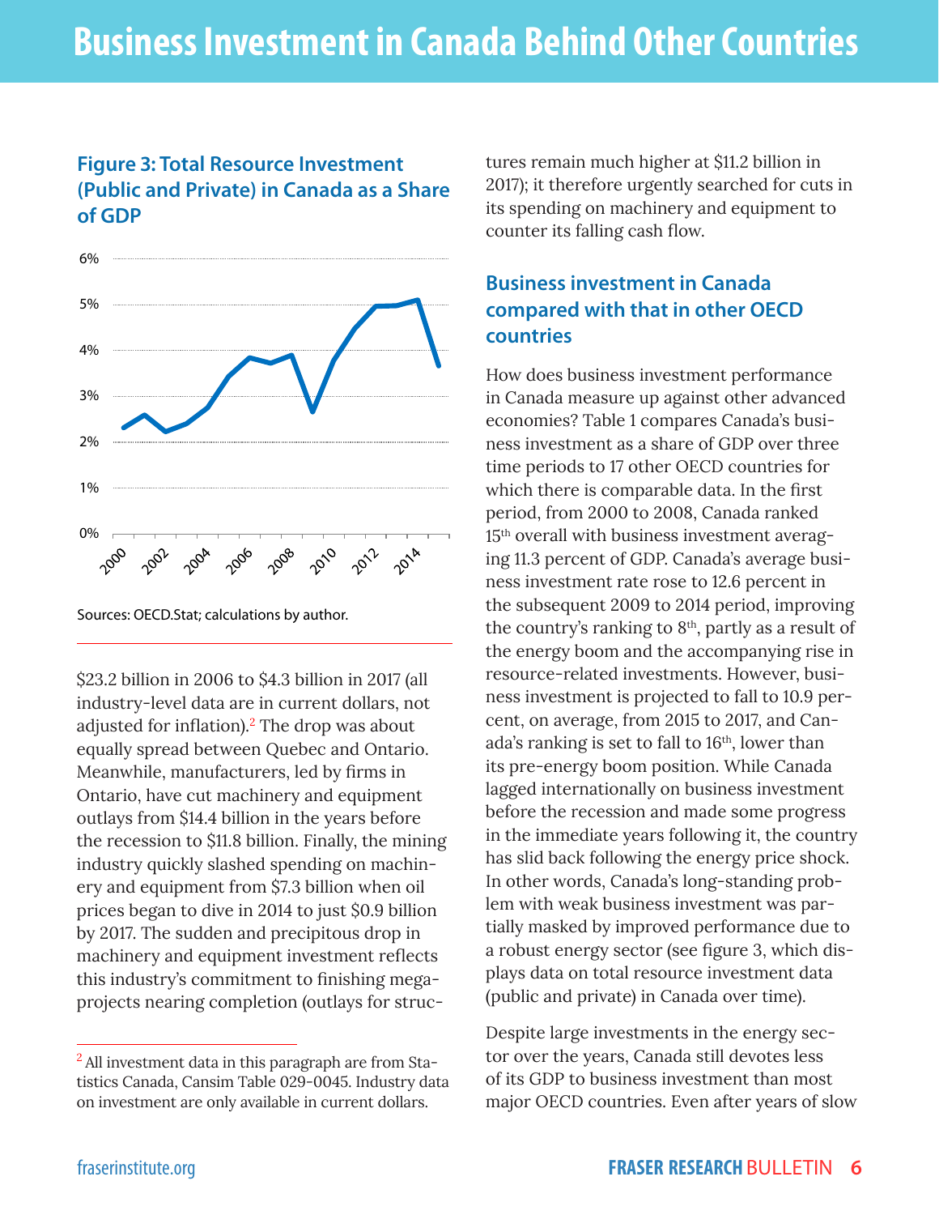# Business Investment in Canada Behind Other Countries

### Figure 3: Total Resource Investment (Public and Private) in Canada as a Share of GDP

Sources: OECD.Stat; calculations by author.

$23.2 billion in 2006 to $4.3 billion in 2017 (all industry-level data are in current dollars, not adjusted for inflation).[2] The drop was about equally spread between Quebec and Ontario. Meanwhile, manufacturers, led by firms in Ontario, have cut machinery and equipment outlays from $14.4 billion in the years before the recession to $11.8 billion. Finally, the mining industry quickly slashed spending on machinery and equipment from $7.3 billion when oil prices began to dive in 2014 to just $0.9 billion by 2017. The sudden and precipitous drop in machinery and equipment investment reflects this industry's commitment to finishing megaprojects nearing completion (outlays for structures remain much higher at $11.2 billion in 2017); it therefore urgently searched for cuts in its spending on machinery and equipment to counter its falling cash flow.

## Business investment in Canada compared with that in other OECD countries

How does business investment performance in Canada measure up against other advanced economies? Table 1 compares Canada's business investment as a share of GDP over three time periods to 17 other OECD countries for which there is comparable data. In the first period, from 2000 to 2008, Canada ranked 15th overall with business investment averaging 11.3 percent of GDP. Canada's average business investment rate rose to 12.6 percent in the subsequent 2009 to 2014 period, improving the country's ranking to 8th, partly as a result of the energy boom and the accompanying rise in resource-related investments. However, business investment is projected to fall to 10.9 percent, on average, from 2015 to 2017, and Canada's ranking is set to fall to 16th, lower than its pre-energy boom position. While Canada lagged internationally on business investment before the recession and made some progress in the immediate years following it, the country has slid back following the energy price shock. In other words, Canada's long-standing problem with weak business investment was partially masked by improved performance due to a robust energy sector (see figure 3, which displays data on total resource investment data (public and private) in Canada over time).

Despite large investments in the energy sector over the years, Canada still devotes less of its GDP to business investment than most major OECD countries. Even after years of slow

[2] All investment data in this paragraph are from Statistics Canada, Cansim Table 029-0045. Industry data on investment are only available in current dollars.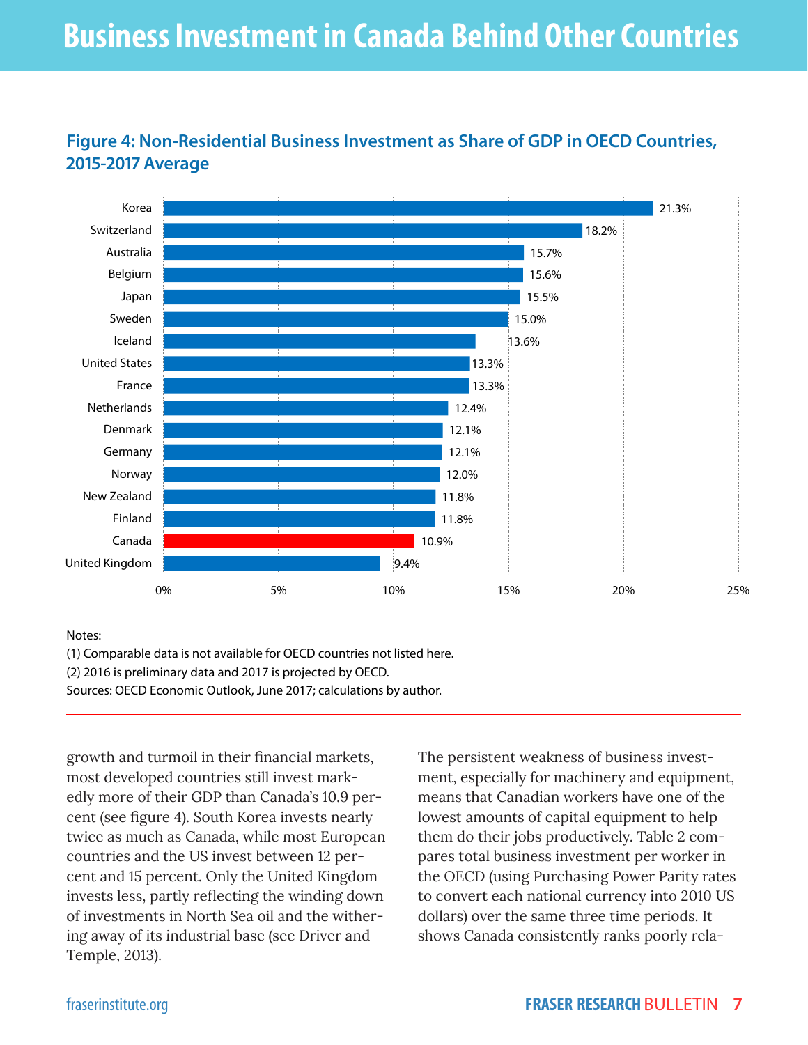# Business Investment in Canada Behind Other Countries

**Figure 4: Non-Residential Business Investment as Share of GDP in OECD Countries, 2015-2017 Average**

| Country | Share of GDP |
|---|---|
| Korea | 21.3% |
| Switzerland | 18.2% |
| Australia | 15.7% |
| Belgium | 15.6% |
| Japan | 15.5% |
| Sweden | 15.0% |
| Iceland | 13.6% |
| United States | 13.3% |
| France | 13.3% |
| Netherlands | 12.4% |
| Denmark | 12.1% |
| Germany | 12.1% |
| Norway | 12.0% |
| New Zealand | 11.8% |
| Finland | 11.8% |
| Canada | 10.9% |
| United Kingdom | 9.4% |

Notes:

(1) Comparable data is not available for OECD countries not listed here.

(2) 2016 is preliminary data and 2017 is projected by OECD.

Sources: OECD Economic Outlook, June 2017; calculations by author.

growth and turmoil in their financial markets, most developed countries still invest markedly more of their GDP than Canada's 10.9 percent (see figure 4). South Korea invests nearly twice as much as Canada, while most European countries and the US invest between 12 percent and 15 percent. Only the United Kingdom invests less, partly reflecting the winding down of investments in North Sea oil and the withering away of its industrial base (see Driver and Temple, 2013).

The persistent weakness of business investment, especially for machinery and equipment, means that Canadian workers have one of the lowest amounts of capital equipment to help them do their jobs productively. Table 2 compares total business investment per worker in the OECD (using Purchasing Power Parity rates to convert each national currency into 2010 US dollars) over the same three time periods. It shows Canada consistently ranks poorly rela-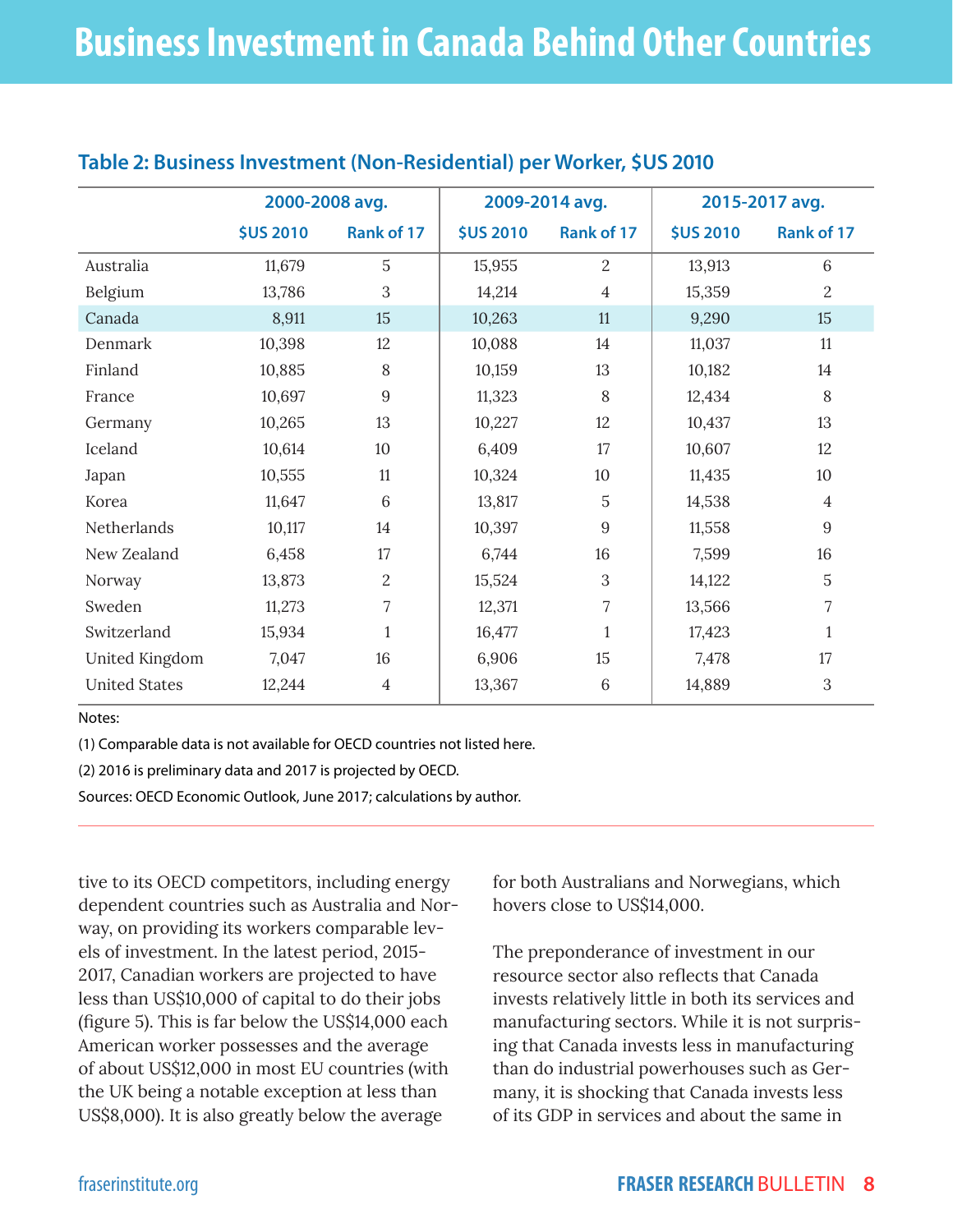# Business Investment in Canada Behind Other Countries

### Table 2: Business Investment (Non-Residential) per Worker, $US 2010

| | 2000-2008 avg. | | 2009-2014 avg. | | 2015-2017 avg. | |
|---|---|---|---|---|---|---|
| | $US 2010 | Rank of 17 | $US 2010 | Rank of 17 | $US 2010 | Rank of 17 |
| Australia | 11,679 | 5 | 15,955 | 2 | 13,913 | 6 |
| Belgium | 13,786 | 3 | 14,214 | 4 | 15,359 | 2 |
| Canada | 8,911 | 15 | 10,263 | 11 | 9,290 | 15 |
| Denmark | 10,398 | 12 | 10,088 | 14 | 11,037 | 11 |
| Finland | 10,885 | 8 | 10,159 | 13 | 10,182 | 14 |
| France | 10,697 | 9 | 11,323 | 8 | 12,434 | 8 |
| Germany | 10,265 | 13 | 10,227 | 12 | 10,437 | 13 |
| Iceland | 10,614 | 10 | 6,409 | 17 | 10,607 | 12 |
| Japan | 10,555 | 11 | 10,324 | 10 | 11,435 | 10 |
| Korea | 11,647 | 6 | 13,817 | 5 | 14,538 | 4 |
| Netherlands | 10,117 | 14 | 10,397 | 9 | 11,558 | 9 |
| New Zealand | 6,458 | 17 | 6,744 | 16 | 7,599 | 16 |
| Norway | 13,873 | 2 | 15,524 | 3 | 14,122 | 5 |
| Sweden | 11,273 | 7 | 12,371 | 7 | 13,566 | 7 |
| Switzerland | 15,934 | 1 | 16,477 | 1 | 17,423 | 1 |
| United Kingdom | 7,047 | 16 | 6,906 | 15 | 7,478 | 17 |
| United States | 12,244 | 4 | 13,367 | 6 | 14,889 | 3 |

Notes:

(1) Comparable data is not available for OECD countries not listed here.

(2) 2016 is preliminary data and 2017 is projected by OECD.

Sources: OECD Economic Outlook, June 2017; calculations by author.

tive to its OECD competitors, including energy dependent countries such as Australia and Norway, on providing its workers comparable levels of investment. In the latest period, 2015-2017, Canadian workers are projected to have less than US$10,000 of capital to do their jobs (figure 5). This is far below the US$14,000 each American worker possesses and the average of about US$12,000 in most EU countries (with the UK being a notable exception at less than US$8,000). It is also greatly below the average for both Australians and Norwegians, which hovers close to US$14,000.

The preponderance of investment in our resource sector also reflects that Canada invests relatively little in both its services and manufacturing sectors. While it is not surprising that Canada invests less in manufacturing than do industrial powerhouses such as Germany, it is shocking that Canada invests less of its GDP in services and about the same in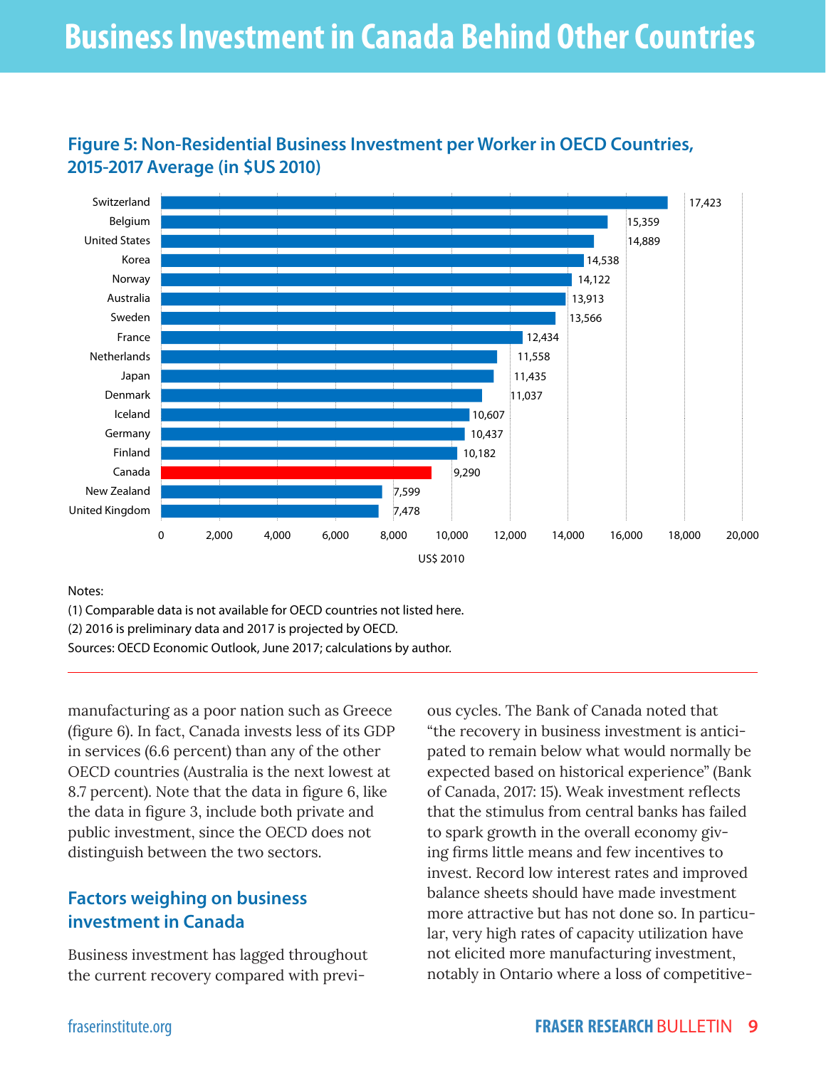# Business Investment in Canada Behind Other Countries

**Figure 5: Non-Residential Business Investment per Worker in OECD Countries, 2015-2017 Average (in $US 2010)**

| Country | US$ 2010 |
|---|---|
| Switzerland | 17,423 |
| Belgium | 15,359 |
| United States | 14,889 |
| Korea | 14,538 |
| Norway | 14,122 |
| Australia | 13,913 |
| Sweden | 13,566 |
| France | 12,434 |
| Netherlands | 11,558 |
| Japan | 11,435 |
| Denmark | 11,037 |
| Iceland | 10,607 |
| Germany | 10,437 |
| Finland | 10,182 |
| Canada | 9,290 |
| New Zealand | 7,599 |
| United Kingdom | 7,478 |

Notes:

(1) Comparable data is not available for OECD countries not listed here.

(2) 2016 is preliminary data and 2017 is projected by OECD.

Sources: OECD Economic Outlook, June 2017; calculations by author.

manufacturing as a poor nation such as Greece (figure 6). In fact, Canada invests less of its GDP in services (6.6 percent) than any of the other OECD countries (Australia is the next lowest at 8.7 percent). Note that the data in figure 6, like the data in figure 3, include both private and public investment, since the OECD does not distinguish between the two sectors.

## Factors weighing on business investment in Canada

Business investment has lagged throughout the current recovery compared with previous cycles. The Bank of Canada noted that "the recovery in business investment is anticipated to remain below what would normally be expected based on historical experience" (Bank of Canada, 2017: 15). Weak investment reflects that the stimulus from central banks has failed to spark growth in the overall economy giving firms little means and few incentives to invest. Record low interest rates and improved balance sheets should have made investment more attractive but has not done so. In particular, very high rates of capacity utilization have not elicited more manufacturing investment, notably in Ontario where a loss of competitive-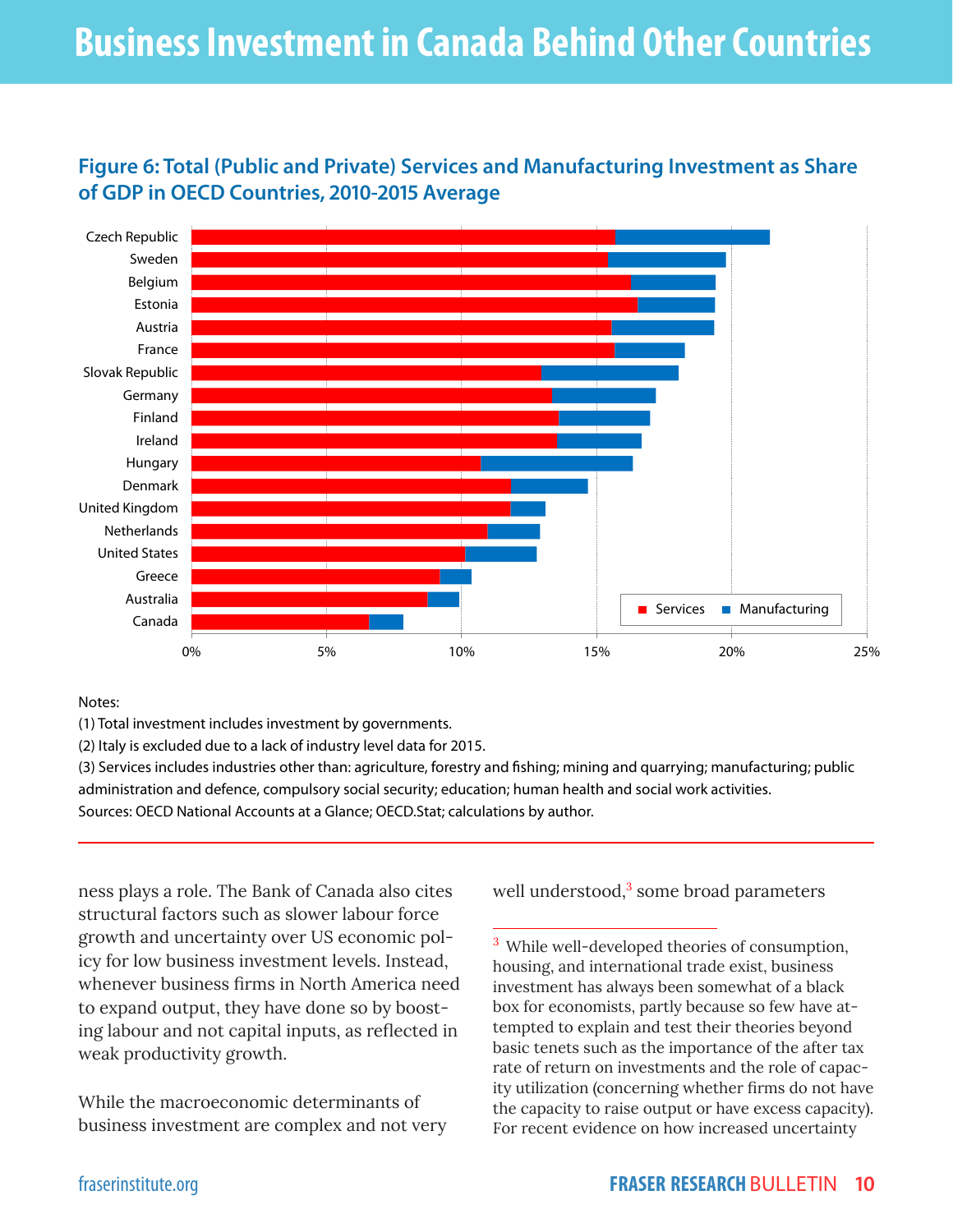# Business Investment in Canada Behind Other Countries

## Figure 6: Total (Public and Private) Services and Manufacturing Investment as Share of GDP in OECD Countries, 2010-2015 Average

Notes:

(1) Total investment includes investment by governments.

(2) Italy is excluded due to a lack of industry level data for 2015.

(3) Services includes industries other than: agriculture, forestry and fishing; mining and quarrying; manufacturing; public administration and defence, compulsory social security; education; human health and social work activities.

Sources: OECD National Accounts at a Glance; OECD.Stat; calculations by author.

ness plays a role. The Bank of Canada also cites structural factors such as slower labour force growth and uncertainty over US economic policy for low business investment levels. Instead, whenever business firms in North America need to expand output, they have done so by boosting labour and not capital inputs, as reflected in weak productivity growth.

While the macroeconomic determinants of business investment are complex and not very well understood,[3] some broad parameters

[3] While well-developed theories of consumption, housing, and international trade exist, business investment has always been somewhat of a black box for economists, partly because so few have attempted to explain and test their theories beyond basic tenets such as the importance of the after tax rate of return on investments and the role of capacity utilization (concerning whether firms do not have the capacity to raise output or have excess capacity). For recent evidence on how increased uncertainty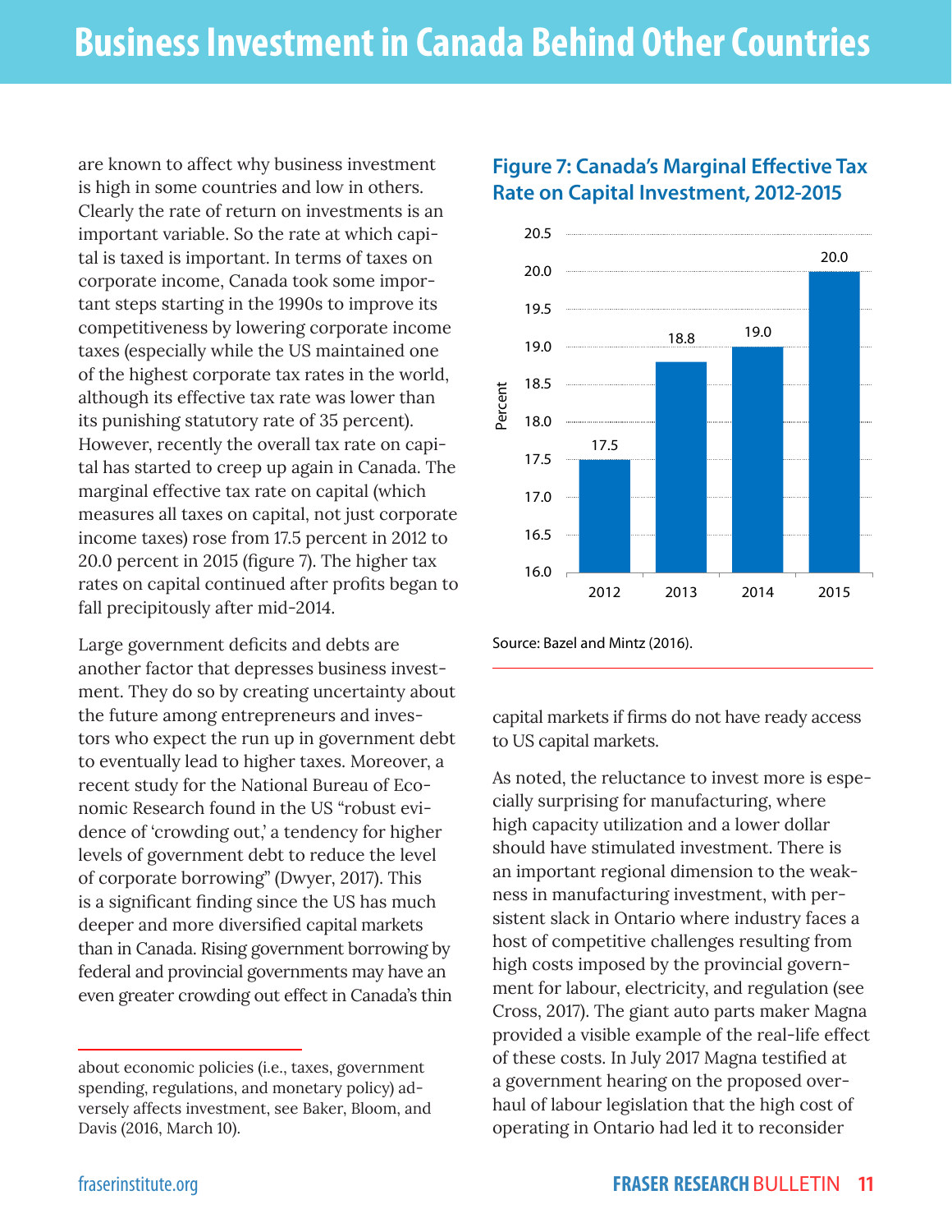are known to affect why business investment is high in some countries and low in others. Clearly the rate of return on investments is an important variable. So the rate at which capital is taxed is important. In terms of taxes on corporate income, Canada took some important steps starting in the 1990s to improve its competitiveness by lowering corporate income taxes (especially while the US maintained one of the highest corporate tax rates in the world, although its effective tax rate was lower than its punishing statutory rate of 35 percent). However, recently the overall tax rate on capital has started to creep up again in Canada. The marginal effective tax rate on capital (which measures all taxes on capital, not just corporate income taxes) rose from 17.5 percent in 2012 to 20.0 percent in 2015 (figure 7). The higher tax rates on capital continued after profits began to fall precipitously after mid-2014.

Large government deficits and debts are another factor that depresses business investment. They do so by creating uncertainty about the future among entrepreneurs and investors who expect the run up in government debt to eventually lead to higher taxes. Moreover, a recent study for the National Bureau of Economic Research found in the US "robust evidence of 'crowding out,' a tendency for higher levels of government debt to reduce the level of corporate borrowing" (Dwyer, 2017). This is a significant finding since the US has much deeper and more diversified capital markets than in Canada. Rising government borrowing by federal and provincial governments may have an even greater crowding out effect in Canada's thin capital markets if firms do not have ready access to US capital markets.

**Figure 7: Canada's Marginal Effective Tax Rate on Capital Investment, 2012-2015**

| Year | Percent |
|---|---|
| 2012 | 17.5 |
| 2013 | 18.8 |
| 2014 | 19.0 |
| 2015 | 20.0 |

Source: Bazel and Mintz (2016).

As noted, the reluctance to invest more is especially surprising for manufacturing, where high capacity utilization and a lower dollar should have stimulated investment. There is an important regional dimension to the weakness in manufacturing investment, with persistent slack in Ontario where industry faces a host of competitive challenges resulting from high costs imposed by the provincial government for labour, electricity, and regulation (see Cross, 2017). The giant auto parts maker Magna provided a visible example of the real-life effect of these costs. In July 2017 Magna testified at a government hearing on the proposed overhaul of labour legislation that the high cost of operating in Ontario had led it to reconsider

---

about economic policies (i.e., taxes, government spending, regulations, and monetary policy) adversely affects investment, see Baker, Bloom, and Davis (2016, March 10).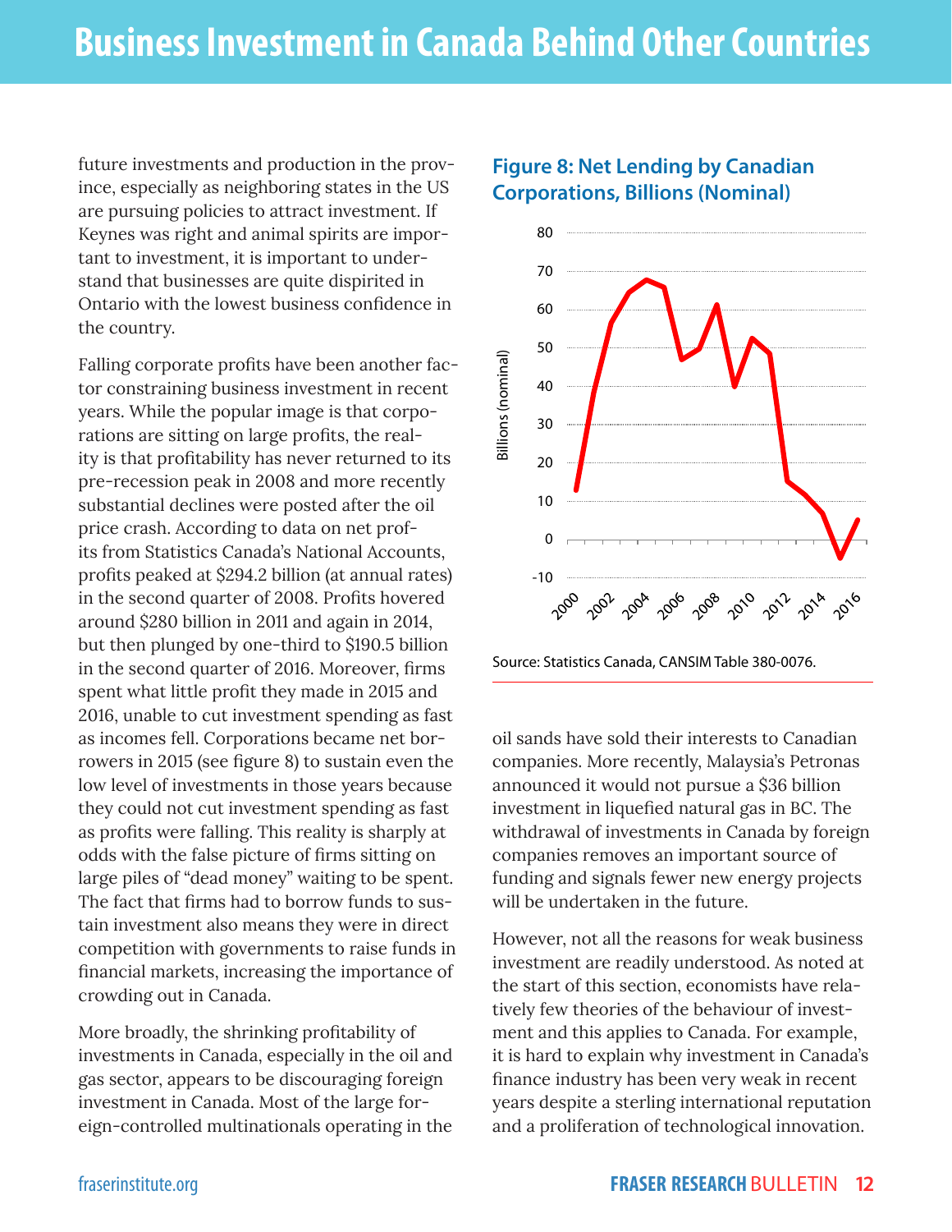future investments and production in the province, especially as neighboring states in the US are pursuing policies to attract investment. If Keynes was right and animal spirits are important to investment, it is important to understand that businesses are quite dispirited in Ontario with the lowest business confidence in the country.

Falling corporate profits have been another factor constraining business investment in recent years. While the popular image is that corporations are sitting on large profits, the reality is that profitability has never returned to its pre-recession peak in 2008 and more recently substantial declines were posted after the oil price crash. According to data on net profits from Statistics Canada's National Accounts, profits peaked at $294.2 billion (at annual rates) in the second quarter of 2008. Profits hovered around $280 billion in 2011 and again in 2014, but then plunged by one-third to $190.5 billion in the second quarter of 2016. Moreover, firms spent what little profit they made in 2015 and 2016, unable to cut investment spending as fast as incomes fell. Corporations became net borrowers in 2015 (see figure 8) to sustain even the low level of investments in those years because they could not cut investment spending as fast as profits were falling. This reality is sharply at odds with the false picture of firms sitting on large piles of "dead money" waiting to be spent. The fact that firms had to borrow funds to sustain investment also means they were in direct competition with governments to raise funds in financial markets, increasing the importance of crowding out in Canada.

More broadly, the shrinking profitability of investments in Canada, especially in the oil and gas sector, appears to be discouraging foreign investment in Canada. Most of the large foreign-controlled multinationals operating in the oil sands have sold their interests to Canadian companies. More recently, Malaysia's Petronas announced it would not pursue a $36 billion investment in liquefied natural gas in BC. The withdrawal of investments in Canada by foreign companies removes an important source of funding and signals fewer new energy projects will be undertaken in the future.

**Figure 8: Net Lending by Canadian Corporations, Billions (Nominal)**

Source: Statistics Canada, CANSIM Table 380-0076.

However, not all the reasons for weak business investment are readily understood. As noted at the start of this section, economists have relatively few theories of the behaviour of investment and this applies to Canada. For example, it is hard to explain why investment in Canada's finance industry has been very weak in recent years despite a sterling international reputation and a proliferation of technological innovation.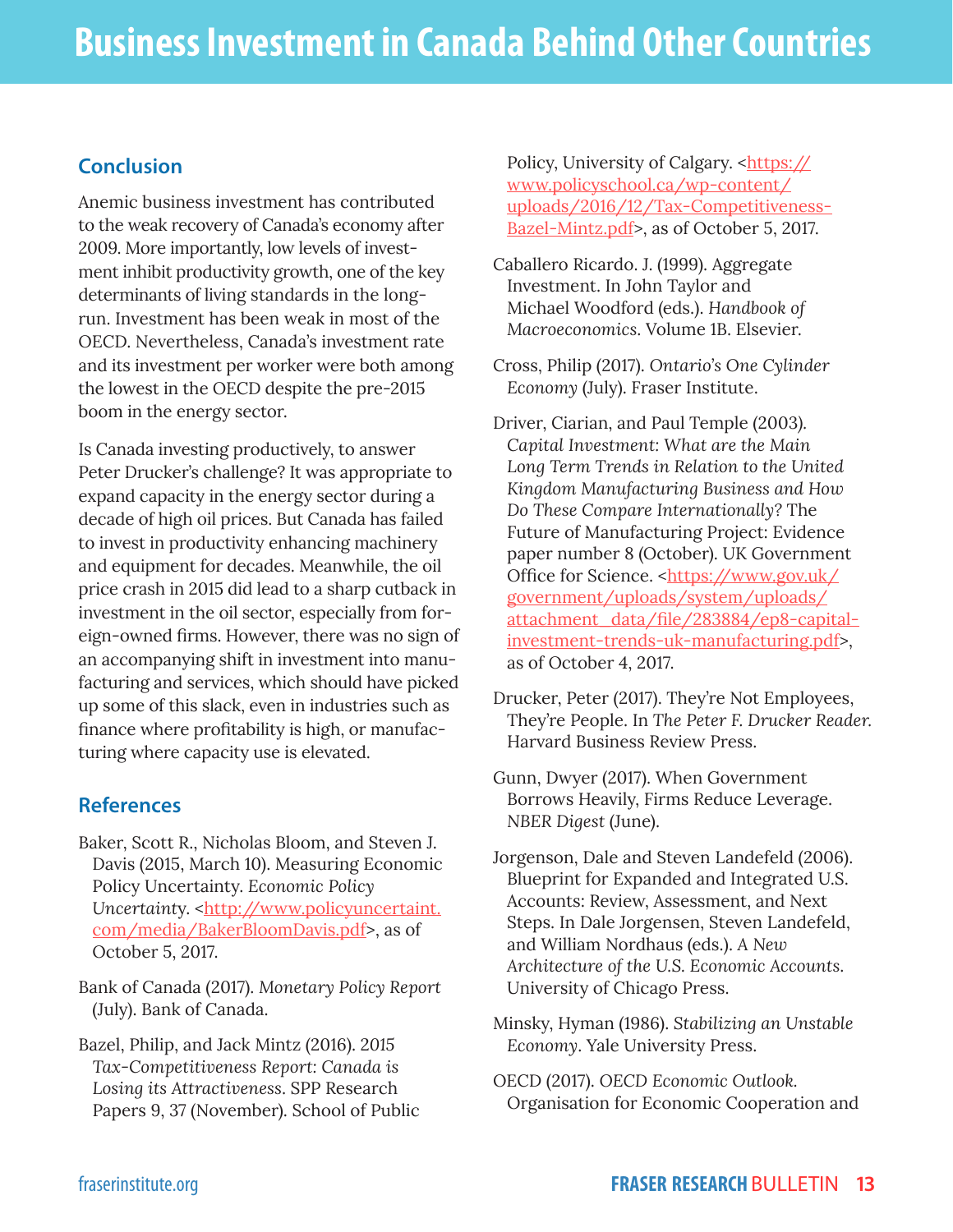## Conclusion

Anemic business investment has contributed to the weak recovery of Canada's economy after 2009. More importantly, low levels of investment inhibit productivity growth, one of the key determinants of living standards in the long-run. Investment has been weak in most of the OECD. Nevertheless, Canada's investment rate and its investment per worker were both among the lowest in the OECD despite the pre-2015 boom in the energy sector.

Is Canada investing productively, to answer Peter Drucker's challenge? It was appropriate to expand capacity in the energy sector during a decade of high oil prices. But Canada has failed to invest in productivity enhancing machinery and equipment for decades. Meanwhile, the oil price crash in 2015 did lead to a sharp cutback in investment in the oil sector, especially from foreign-owned firms. However, there was no sign of an accompanying shift in investment into manufacturing and services, which should have picked up some of this slack, even in industries such as finance where profitability is high, or manufacturing where capacity use is elevated.

## References

Baker, Scott R., Nicholas Bloom, and Steven J. Davis (2015, March 10). Measuring Economic Policy Uncertainty. *Economic Policy Uncertainty*. <http://www.policyuncertaint.com/media/BakerBloomDavis.pdf>, as of October 5, 2017.

Bank of Canada (2017). *Monetary Policy Report* (July). Bank of Canada.

Bazel, Philip, and Jack Mintz (2016). 2015 *Tax-Competitiveness Report: Canada is Losing its Attractiveness*. SPP Research Papers 9, 37 (November). School of Public Policy, University of Calgary. <https://www.policyschool.ca/wp-content/uploads/2016/12/Tax-Competitiveness-Bazel-Mintz.pdf>, as of October 5, 2017.

Caballero Ricardo. J. (1999). Aggregate Investment. In John Taylor and Michael Woodford (eds.). *Handbook of Macroeconomics*. Volume 1B. Elsevier.

Cross, Philip (2017). *Ontario's One Cylinder Economy* (July). Fraser Institute.

Driver, Ciarian, and Paul Temple (2003). *Capital Investment: What are the Main Long Term Trends in Relation to the United Kingdom Manufacturing Business and How Do These Compare Internationally*? The Future of Manufacturing Project: Evidence paper number 8 (October). UK Government Office for Science. <https://www.gov.uk/government/uploads/system/uploads/attachment_data/file/283884/ep8-capital-investment-trends-uk-manufacturing.pdf>, as of October 4, 2017.

Drucker, Peter (2017). They're Not Employees, They're People. In *The Peter F. Drucker Reader*. Harvard Business Review Press.

Gunn, Dwyer (2017). When Government Borrows Heavily, Firms Reduce Leverage. *NBER Digest* (June).

Jorgenson, Dale and Steven Landefeld (2006). Blueprint for Expanded and Integrated U.S. Accounts: Review, Assessment, and Next Steps. In Dale Jorgensen, Steven Landefeld, and William Nordhaus (eds.). *A New Architecture of the U.S. Economic Accounts*. University of Chicago Press.

Minsky, Hyman (1986). *Stabilizing an Unstable Economy*. Yale University Press.

OECD (2017). *OECD Economic Outlook*. Organisation for Economic Cooperation and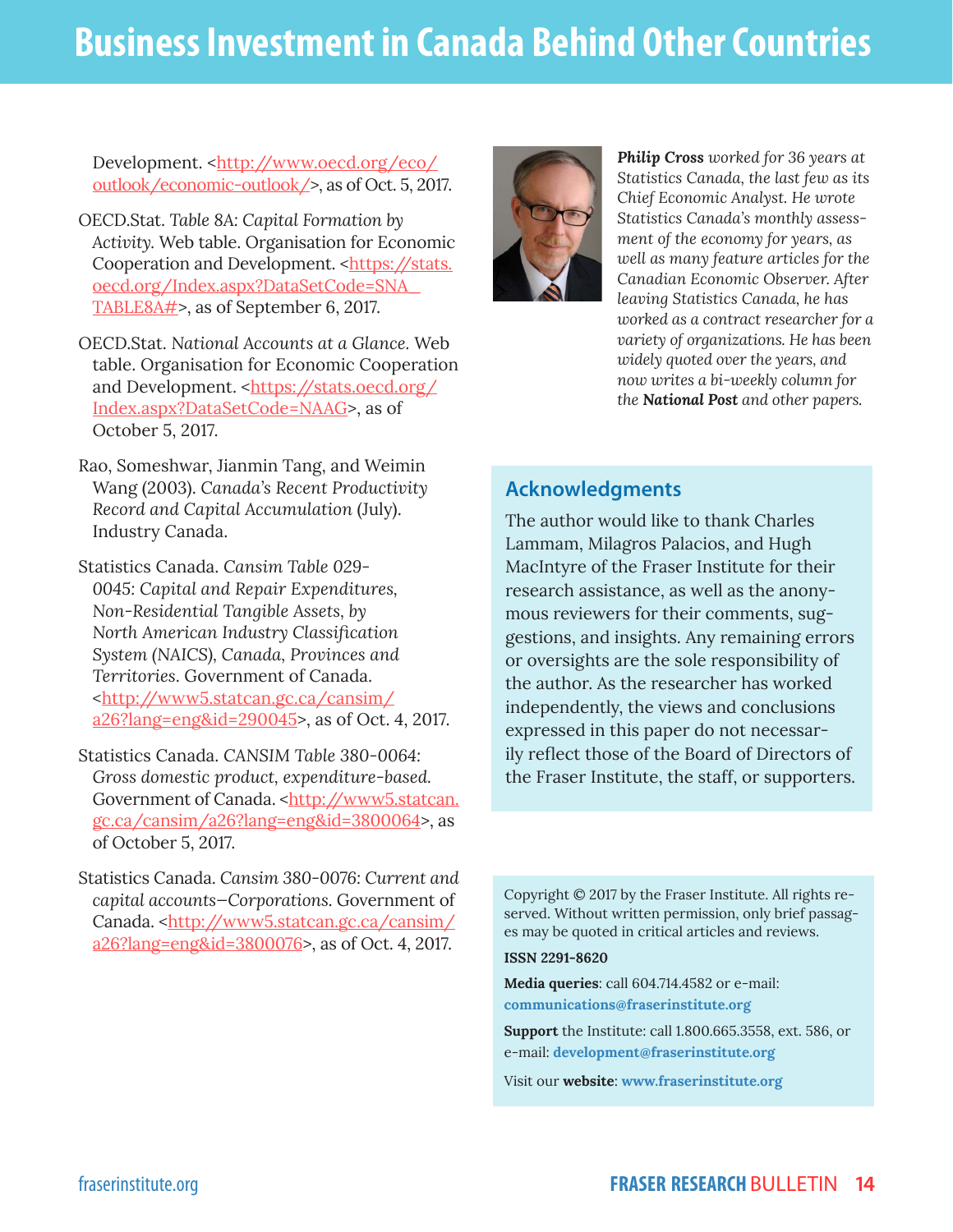Development. <http://www.oecd.org/eco/outlook/economic-outlook/>, as of Oct. 5, 2017.

OECD.Stat. *Table 8A: Capital Formation by Activity.* Web table. Organisation for Economic Cooperation and Development. <https://stats.oecd.org/Index.aspx?DataSetCode=SNA_TABLE8A#>, as of September 6, 2017.

OECD.Stat. *National Accounts at a Glance.* Web table. Organisation for Economic Cooperation and Development. <https://stats.oecd.org/Index.aspx?DataSetCode=NAAG>, as of October 5, 2017.

Rao, Someshwar, Jianmin Tang, and Weimin Wang (2003). *Canada's Recent Productivity Record and Capital Accumulation* (July). Industry Canada.

Statistics Canada. *Cansim Table 029-0045: Capital and Repair Expenditures, Non-Residential Tangible Assets, by North American Industry Classification System (NAICS), Canada, Provinces and Territories.* Government of Canada. <http://www5.statcan.gc.ca/cansim/a26?lang=eng&id=290045>, as of Oct. 4, 2017.

Statistics Canada. *CANSIM Table 380-0064: Gross domestic product, expenditure-based.* Government of Canada. <http://www5.statcan.gc.ca/cansim/a26?lang=eng&id=3800064>, as of October 5, 2017.

Statistics Canada. *Cansim 380-0076: Current and capital accounts—Corporations.* Government of Canada. <http://www5.statcan.gc.ca/cansim/a26?lang=eng&id=3800076>, as of Oct. 4, 2017.

***Philip Cross*** *worked for 36 years at Statistics Canada, the last few as its Chief Economic Analyst. He wrote Statistics Canada's monthly assessment of the economy for years, as well as many feature articles for the Canadian Economic Observer. After leaving Statistics Canada, he has worked as a contract researcher for a variety of organizations. He has been widely quoted over the years, and now writes a bi-weekly column for the* ***National Post*** *and other papers.*

## Acknowledgments

The author would like to thank Charles Lammam, Milagros Palacios, and Hugh MacIntyre of the Fraser Institute for their research assistance, as well as the anonymous reviewers for their comments, suggestions, and insights. Any remaining errors or oversights are the sole responsibility of the author. As the researcher has worked independently, the views and conclusions expressed in this paper do not necessarily reflect those of the Board of Directors of the Fraser Institute, the staff, or supporters.

Copyright © 2017 by the Fraser Institute. All rights reserved. Without written permission, only brief passages may be quoted in critical articles and reviews.

**ISSN 2291-8620**

**Media queries**: call 604.714.4582 or e-mail: **communications@fraserinstitute.org**

**Support** the Institute: call 1.800.665.3558, ext. 586, or e-mail: **development@fraserinstitute.org**

Visit our **website**: **www.fraserinstitute.org**